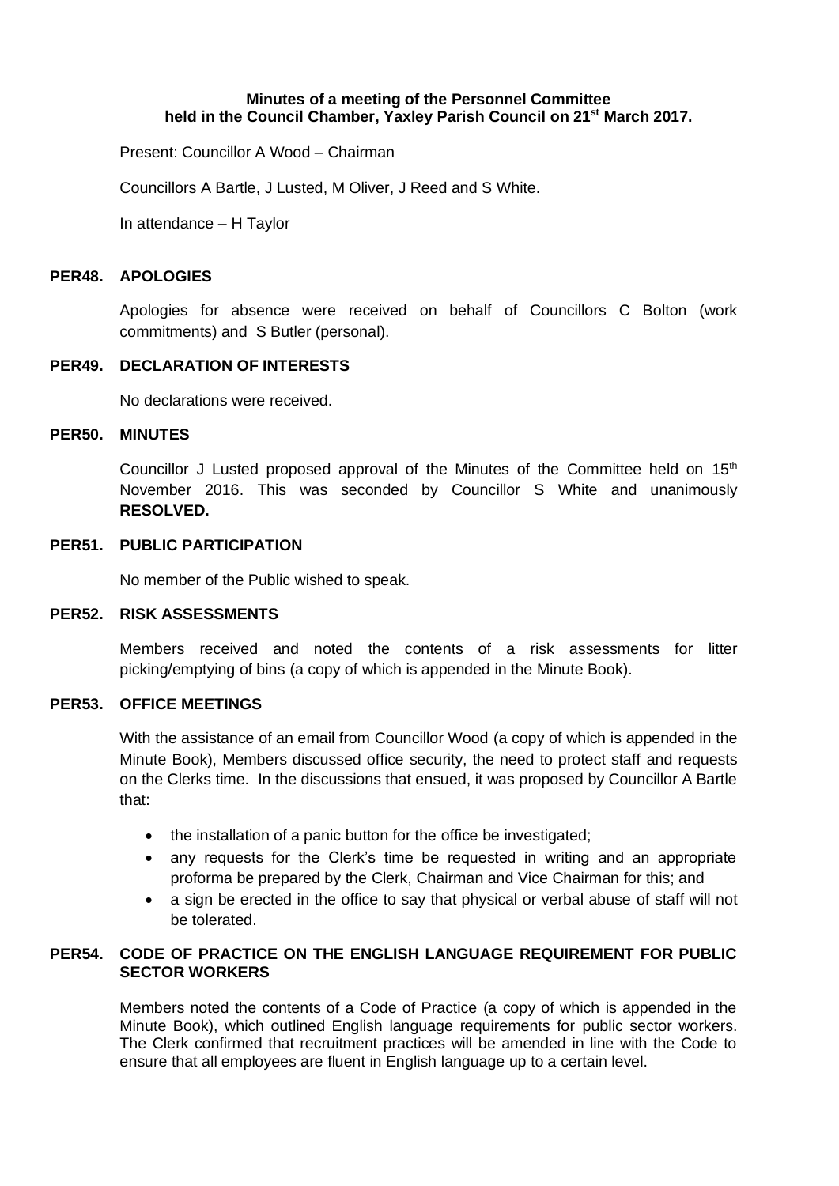**Minutes of a meeting of the Personnel Committee held in the Council Chamber, Yaxley Parish Council on 21st March 2017.**

Present: Councillor A Wood – Chairman

Councillors A Bartle, J Lusted, M Oliver, J Reed and S White.

In attendance – H Taylor

## PER48. APOLOGIES

Apologies for absence were received on behalf of Councillors C Bolton (work commitments) and S Butler (personal).

## PER49. DECLARATION OF INTERESTS

No declarations were received.

## PER50. MINUTES

Councillor J Lusted proposed approval of the Minutes of the Committee held on 15th November 2016. This was seconded by Councillor S White and unanimously **RESOLVED.**

## PER51. PUBLIC PARTICIPATION

No member of the Public wished to speak.

## PER52. RISK ASSESSMENTS

Members received and noted the contents of a risk assessments for litter picking/emptying of bins (a copy of which is appended in the Minute Book).

## PER53. OFFICE MEETINGS

With the assistance of an email from Councillor Wood (a copy of which is appended in the Minute Book), Members discussed office security, the need to protect staff and requests on the Clerks time. In the discussions that ensued, it was proposed by Councillor A Bartle that:

- the installation of a panic button for the office be investigated;
- any requests for the Clerk's time be requested in writing and an appropriate proforma be prepared by the Clerk, Chairman and Vice Chairman for this; and
- a sign be erected in the office to say that physical or verbal abuse of staff will not be tolerated.

## PER54. CODE OF PRACTICE ON THE ENGLISH LANGUAGE REQUIREMENT FOR PUBLIC SECTOR WORKERS

Members noted the contents of a Code of Practice (a copy of which is appended in the Minute Book), which outlined English language requirements for public sector workers. The Clerk confirmed that recruitment practices will be amended in line with the Code to ensure that all employees are fluent in English language up to a certain level.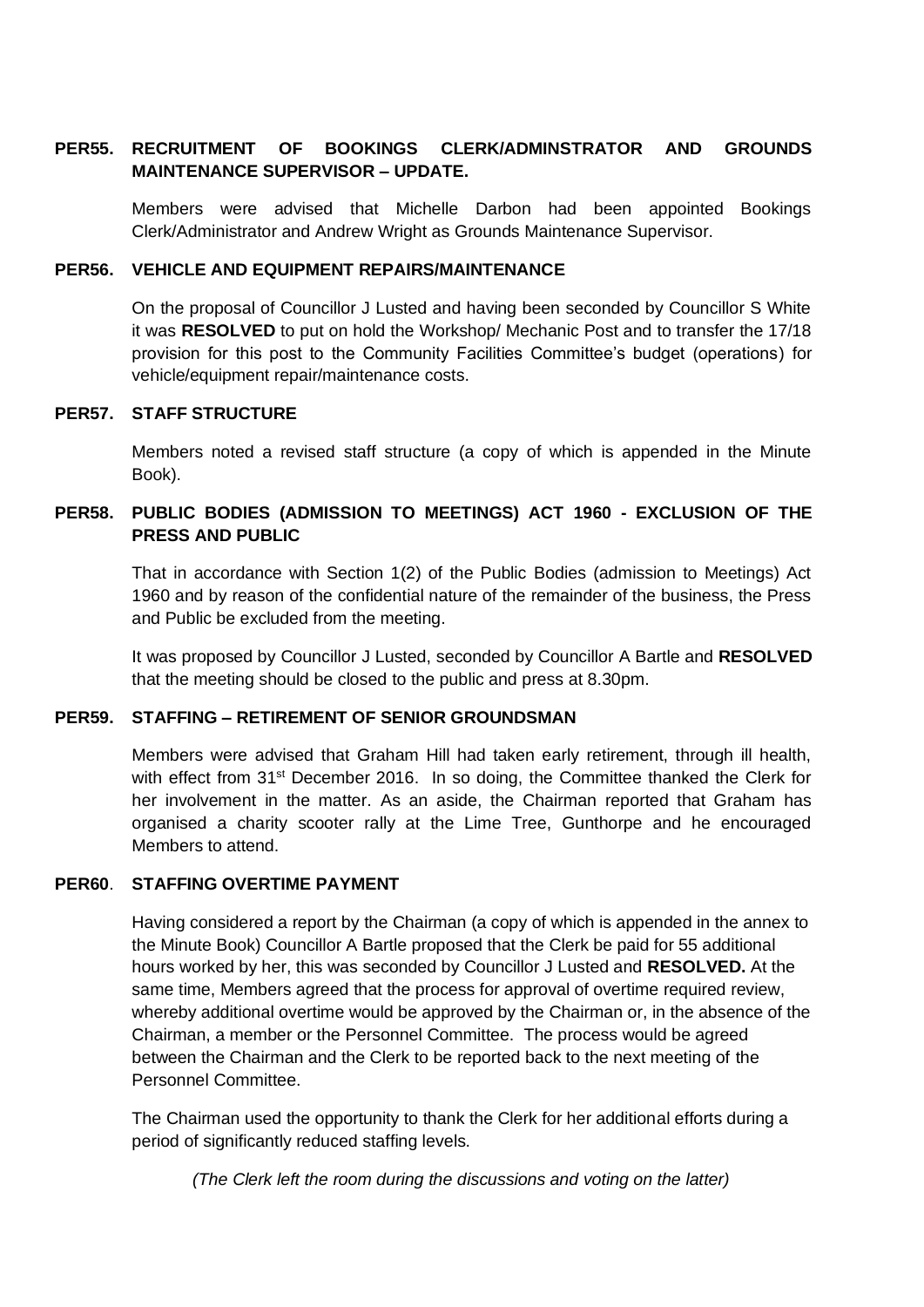**PER55. RECRUITMENT OF BOOKINGS CLERK/ADMINSTRATOR AND GROUNDS MAINTENANCE SUPERVISOR – UPDATE.**

Members were advised that Michelle Darbon had been appointed Bookings Clerk/Administrator and Andrew Wright as Grounds Maintenance Supervisor.

**PER56. VEHICLE AND EQUIPMENT REPAIRS/MAINTENANCE**

On the proposal of Councillor J Lusted and having been seconded by Councillor S White it was **RESOLVED** to put on hold the Workshop/ Mechanic Post and to transfer the 17/18 provision for this post to the Community Facilities Committee's budget (operations) for vehicle/equipment repair/maintenance costs.

**PER57. STAFF STRUCTURE**

Members noted a revised staff structure (a copy of which is appended in the Minute Book).

**PER58. PUBLIC BODIES (ADMISSION TO MEETINGS) ACT 1960 - EXCLUSION OF THE PRESS AND PUBLIC**

That in accordance with Section 1(2) of the Public Bodies (admission to Meetings) Act 1960 and by reason of the confidential nature of the remainder of the business, the Press and Public be excluded from the meeting.

It was proposed by Councillor J Lusted, seconded by Councillor A Bartle and **RESOLVED** that the meeting should be closed to the public and press at 8.30pm.

**PER59. STAFFING – RETIREMENT OF SENIOR GROUNDSMAN**

Members were advised that Graham Hill had taken early retirement, through ill health, with effect from 31st December 2016. In so doing, the Committee thanked the Clerk for her involvement in the matter. As an aside, the Chairman reported that Graham has organised a charity scooter rally at the Lime Tree, Gunthorpe and he encouraged Members to attend.

**PER60. STAFFING OVERTIME PAYMENT**

Having considered a report by the Chairman (a copy of which is appended in the annex to the Minute Book) Councillor A Bartle proposed that the Clerk be paid for 55 additional hours worked by her, this was seconded by Councillor J Lusted and **RESOLVED.** At the same time, Members agreed that the process for approval of overtime required review, whereby additional overtime would be approved by the Chairman or, in the absence of the Chairman, a member or the Personnel Committee. The process would be agreed between the Chairman and the Clerk to be reported back to the next meeting of the Personnel Committee.

The Chairman used the opportunity to thank the Clerk for her additional efforts during a period of significantly reduced staffing levels.

*(The Clerk left the room during the discussions and voting on the latter)*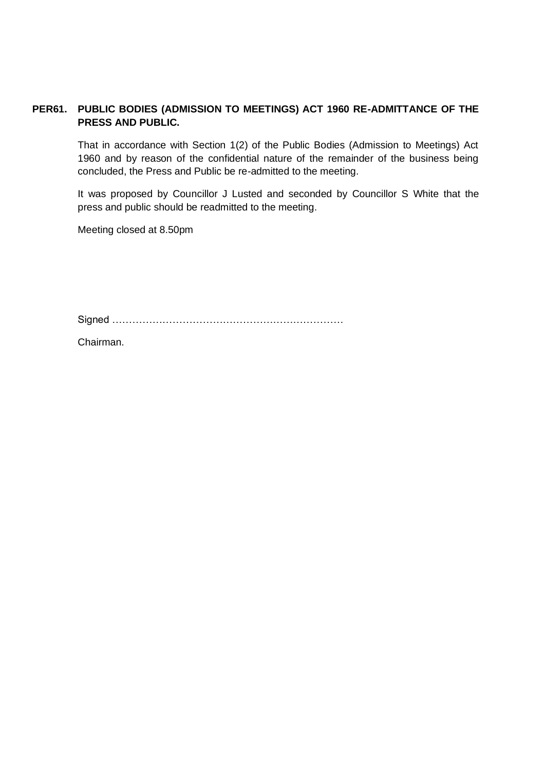**PER61. PUBLIC BODIES (ADMISSION TO MEETINGS) ACT 1960 RE-ADMITTANCE OF THE PRESS AND PUBLIC.**

That in accordance with Section 1(2) of the Public Bodies (Admission to Meetings) Act 1960 and by reason of the confidential nature of the remainder of the business being concluded, the Press and Public be re-admitted to the meeting.

It was proposed by Councillor J Lusted and seconded by Councillor S White that the press and public should be readmitted to the meeting.

Meeting closed at 8.50pm

Signed ……………………………………………………………

Chairman.